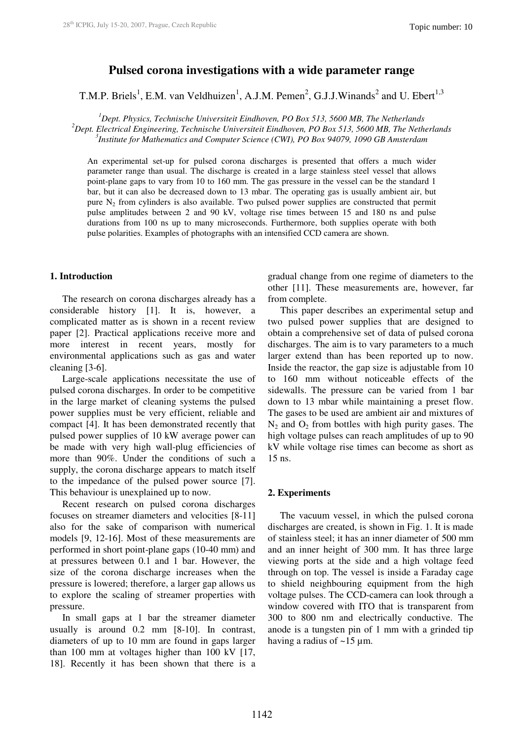# Pulsed corona investigations with a wide parameter range

T.M.P. Briels[1], E.M. van Veldhuizen[1], A.J.M. Pemen[2], G.J.J.Winands[2] and U. Ebert[1,3]

[1]*Dept. Physics, Technische Universiteit Eindhoven, PO Box 513, 5600 MB, The Netherlands*
[2]*Dept. Electrical Engineering, Technische Universiteit Eindhoven, PO Box 513, 5600 MB, The Netherlands*
[3]*Institute for Mathematics and Computer Science (CWI), PO Box 94079, 1090 GB Amsterdam*

An experimental set-up for pulsed corona discharges is presented that offers a much wider parameter range than usual. The discharge is created in a large stainless steel vessel that allows point-plane gaps to vary from 10 to 160 mm. The gas pressure in the vessel can be the standard 1 bar, but it can also be decreased down to 13 mbar. The operating gas is usually ambient air, but pure $N_2$ from cylinders is also available. Two pulsed power supplies are constructed that permit pulse amplitudes between 2 and 90 kV, voltage rise times between 15 and 180 ns and pulse durations from 100 ns up to many microseconds. Furthermore, both supplies operate with both pulse polarities. Examples of photographs with an intensified CCD camera are shown.

## 1. Introduction

The research on corona discharges already has a considerable history [1]. It is, however, a complicated matter as is shown in a recent review paper [2]. Practical applications receive more and more interest in recent years, mostly for environmental applications such as gas and water cleaning [3-6].

Large-scale applications necessitate the use of pulsed corona discharges. In order to be competitive in the large market of cleaning systems the pulsed power supplies must be very efficient, reliable and compact [4]. It has been demonstrated recently that pulsed power supplies of 10 kW average power can be made with very high wall-plug efficiencies of more than 90%. Under the conditions of such a supply, the corona discharge appears to match itself to the impedance of the pulsed power source [7]. This behaviour is unexplained up to now.

Recent research on pulsed corona discharges focuses on streamer diameters and velocities [8-11] also for the sake of comparison with numerical models [9, 12-16]. Most of these measurements are performed in short point-plane gaps (10-40 mm) and at pressures between 0.1 and 1 bar. However, the size of the corona discharge increases when the pressure is lowered; therefore, a larger gap allows us to explore the scaling of streamer properties with pressure.

In small gaps at 1 bar the streamer diameter usually is around 0.2 mm [8-10]. In contrast, diameters of up to 10 mm are found in gaps larger than 100 mm at voltages higher than 100 kV [17, 18]. Recently it has been shown that there is a gradual change from one regime of diameters to the other [11]. These measurements are, however, far from complete.

This paper describes an experimental setup and two pulsed power supplies that are designed to obtain a comprehensive set of data of pulsed corona discharges. The aim is to vary parameters to a much larger extend than has been reported up to now. Inside the reactor, the gap size is adjustable from 10 to 160 mm without noticeable effects of the sidewalls. The pressure can be varied from 1 bar down to 13 mbar while maintaining a preset flow. The gases to be used are ambient air and mixtures of $N_2$ and $O_2$ from bottles with high purity gases. The high voltage pulses can reach amplitudes of up to 90 kV while voltage rise times can become as short as 15 ns.

## 2. Experiments

The vacuum vessel, in which the pulsed corona discharges are created, is shown in Fig. 1. It is made of stainless steel; it has an inner diameter of 500 mm and an inner height of 300 mm. It has three large viewing ports at the side and a high voltage feed through on top. The vessel is inside a Faraday cage to shield neighbouring equipment from the high voltage pulses. The CCD-camera can look through a window covered with ITO that is transparent from 300 to 800 nm and electrically conductive. The anode is a tungsten pin of 1 mm with a grinded tip having a radius of ~15 µm.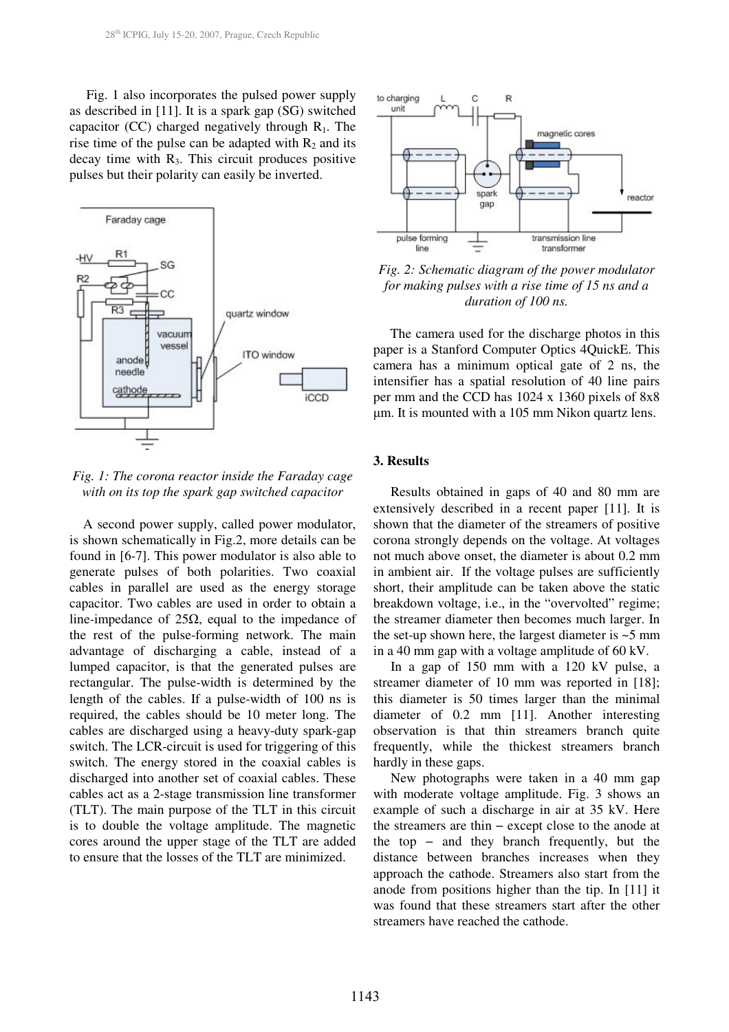Fig. 1 also incorporates the pulsed power supply as described in [11]. It is a spark gap (SG) switched capacitor (CC) charged negatively through $R_1$. The rise time of the pulse can be adapted with $R_2$ and its decay time with $R_3$. This circuit produces positive pulses but their polarity can easily be inverted.

*Fig. 1: The corona reactor inside the Faraday cage with on its top the spark gap switched capacitor*

A second power supply, called power modulator, is shown schematically in Fig.2, more details can be found in [6-7]. This power modulator is also able to generate pulses of both polarities. Two coaxial cables in parallel are used as the energy storage capacitor. Two cables are used in order to obtain a line-impedance of 25Ω, equal to the impedance of the rest of the pulse-forming network. The main advantage of discharging a cable, instead of a lumped capacitor, is that the generated pulses are rectangular. The pulse-width is determined by the length of the cables. If a pulse-width of 100 ns is required, the cables should be 10 meter long. The cables are discharged using a heavy-duty spark-gap switch. The LCR-circuit is used for triggering of this switch. The energy stored in the coaxial cables is discharged into another set of coaxial cables. These cables act as a 2-stage transmission line transformer (TLT). The main purpose of the TLT in this circuit is to double the voltage amplitude. The magnetic cores around the upper stage of the TLT are added to ensure that the losses of the TLT are minimized.

*Fig. 2: Schematic diagram of the power modulator for making pulses with a rise time of 15 ns and a duration of 100 ns.*

The camera used for the discharge photos in this paper is a Stanford Computer Optics 4QuickE. This camera has a minimum optical gate of 2 ns, the intensifier has a spatial resolution of 40 line pairs per mm and the CCD has 1024 x 1360 pixels of 8x8 μm. It is mounted with a 105 mm Nikon quartz lens.

## 3. Results

Results obtained in gaps of 40 and 80 mm are extensively described in a recent paper [11]. It is shown that the diameter of the streamers of positive corona strongly depends on the voltage. At voltages not much above onset, the diameter is about 0.2 mm in ambient air. If the voltage pulses are sufficiently short, their amplitude can be taken above the static breakdown voltage, i.e., in the "overvolted" regime; the streamer diameter then becomes much larger. In the set-up shown here, the largest diameter is ~5 mm in a 40 mm gap with a voltage amplitude of 60 kV.

In a gap of 150 mm with a 120 kV pulse, a streamer diameter of 10 mm was reported in [18]; this diameter is 50 times larger than the minimal diameter of 0.2 mm [11]. Another interesting observation is that thin streamers branch quite frequently, while the thickest streamers branch hardly in these gaps.

New photographs were taken in a 40 mm gap with moderate voltage amplitude. Fig. 3 shows an example of such a discharge in air at 35 kV. Here the streamers are thin – except close to the anode at the top – and they branch frequently, but the distance between branches increases when they approach the cathode. Streamers also start from the anode from positions higher than the tip. In [11] it was found that these streamers start after the other streamers have reached the cathode.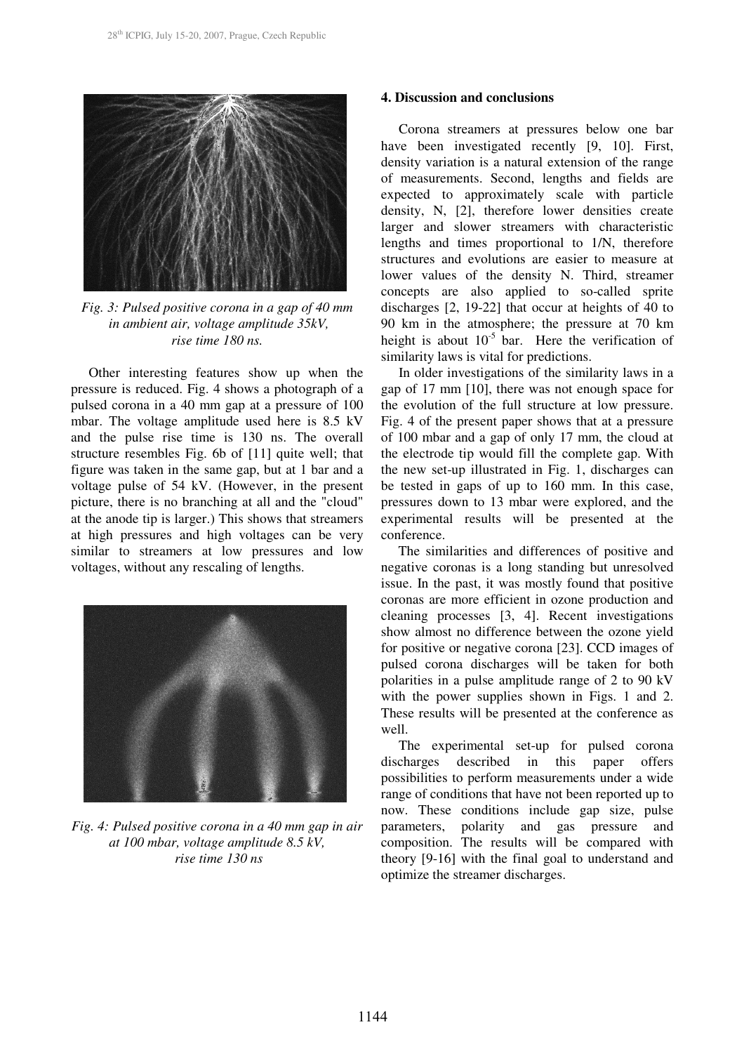*Fig. 3: Pulsed positive corona in a gap of 40 mm in ambient air, voltage amplitude 35kV, rise time 180 ns.*

Other interesting features show up when the pressure is reduced. Fig. 4 shows a photograph of a pulsed corona in a 40 mm gap at a pressure of 100 mbar. The voltage amplitude used here is 8.5 kV and the pulse rise time is 130 ns. The overall structure resembles Fig. 6b of [11] quite well; that figure was taken in the same gap, but at 1 bar and a voltage pulse of 54 kV. (However, in the present picture, there is no branching at all and the "cloud" at the anode tip is larger.) This shows that streamers at high pressures and high voltages can be very similar to streamers at low pressures and low voltages, without any rescaling of lengths.

*Fig. 4: Pulsed positive corona in a 40 mm gap in air at 100 mbar, voltage amplitude 8.5 kV, rise time 130 ns*

## 4. Discussion and conclusions

Corona streamers at pressures below one bar have been investigated recently [9, 10]. First, density variation is a natural extension of the range of measurements. Second, lengths and fields are expected to approximately scale with particle density, N, [2], therefore lower densities create larger and slower streamers with characteristic lengths and times proportional to 1/N, therefore structures and evolutions are easier to measure at lower values of the density N. Third, streamer concepts are also applied to so-called sprite discharges [2, 19-22] that occur at heights of 40 to 90 km in the atmosphere; the pressure at 70 km height is about $10^{-5}$ bar. Here the verification of similarity laws is vital for predictions.

In older investigations of the similarity laws in a gap of 17 mm [10], there was not enough space for the evolution of the full structure at low pressure. Fig. 4 of the present paper shows that at a pressure of 100 mbar and a gap of only 17 mm, the cloud at the electrode tip would fill the complete gap. With the new set-up illustrated in Fig. 1, discharges can be tested in gaps of up to 160 mm. In this case, pressures down to 13 mbar were explored, and the experimental results will be presented at the conference.

The similarities and differences of positive and negative coronas is a long standing but unresolved issue. In the past, it was mostly found that positive coronas are more efficient in ozone production and cleaning processes [3, 4]. Recent investigations show almost no difference between the ozone yield for positive or negative corona [23]. CCD images of pulsed corona discharges will be taken for both polarities in a pulse amplitude range of 2 to 90 kV with the power supplies shown in Figs. 1 and 2. These results will be presented at the conference as well.

The experimental set-up for pulsed corona discharges described in this paper offers possibilities to perform measurements under a wide range of conditions that have not been reported up to now. These conditions include gap size, pulse parameters, polarity and gas pressure and composition. The results will be compared with theory [9-16] with the final goal to understand and optimize the streamer discharges.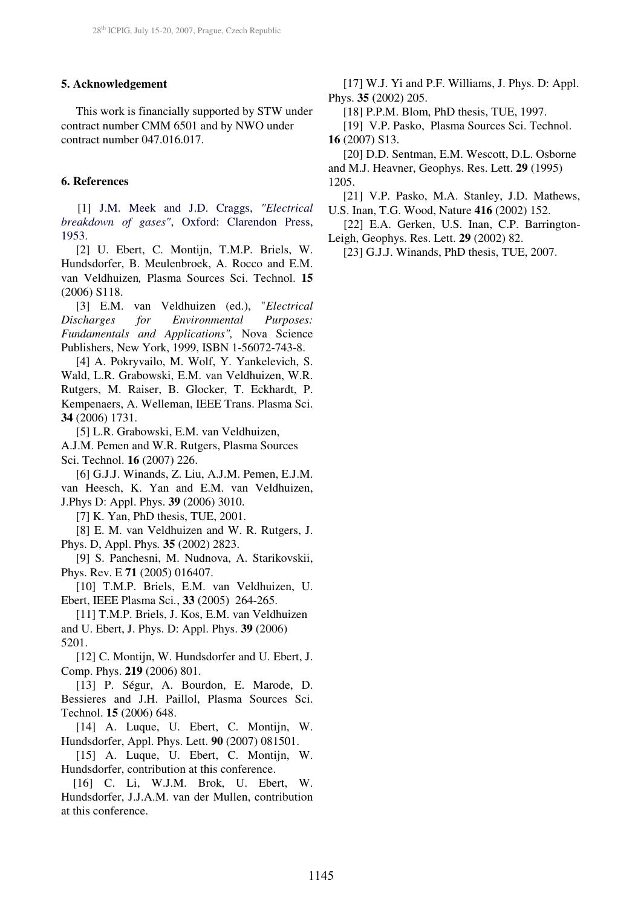## 5. Acknowledgement

This work is financially supported by STW under contract number CMM 6501 and by NWO under contract number 047.016.017.

## 6. References

[1] J.M. Meek and J.D. Craggs, *"Electrical breakdown of gases"*, Oxford: Clarendon Press, 1953.

[2] U. Ebert, C. Montijn, T.M.P. Briels, W. Hundsdorfer, B. Meulenbroek, A. Rocco and E.M. van Veldhuizen*,* Plasma Sources Sci. Technol. **15** (2006) S118.

[3] E.M. van Veldhuizen (ed.), "*Electrical Discharges for Environmental Purposes: Fundamentals and Applications",* Nova Science Publishers, New York, 1999, ISBN 1-56072-743-8.

[4] A. Pokryvailo, M. Wolf, Y. Yankelevich, S. Wald, L.R. Grabowski, E.M. van Veldhuizen, W.R. Rutgers, M. Raiser, B. Glocker, T. Eckhardt, P. Kempenaers, A. Welleman, IEEE Trans. Plasma Sci. **34** (2006) 1731.

[5] L.R. Grabowski, E.M. van Veldhuizen, A.J.M. Pemen and W.R. Rutgers, Plasma Sources Sci. Technol. **16** (2007) 226.

[6] G.J.J. Winands, Z. Liu, A.J.M. Pemen, E.J.M. van Heesch, K. Yan and E.M. van Veldhuizen, J.Phys D: Appl. Phys. **39** (2006) 3010.

[7] K. Yan, PhD thesis, TUE, 2001.

[8] E. M. van Veldhuizen and W. R. Rutgers, J. Phys. D, Appl. Phys*.* **35** (2002) 2823.

[9] S. Panchesni, M. Nudnova, A. Starikovskii, Phys. Rev. E **71** (2005) 016407.

[10] T.M.P. Briels, E.M. van Veldhuizen, U. Ebert, IEEE Plasma Sci., **33** (2005) 264-265.

[11] T.M.P. Briels, J. Kos, E.M. van Veldhuizen and U. Ebert, J. Phys. D: Appl. Phys. **39** (2006) 5201.

[12] C. Montijn, W. Hundsdorfer and U. Ebert, J. Comp. Phys. **219** (2006) 801.

[13] P. Ségur, A. Bourdon, E. Marode, D. Bessieres and J.H. Paillol, Plasma Sources Sci. Technol. **15** (2006) 648.

[14] A. Luque, U. Ebert, C. Montijn, W. Hundsdorfer, Appl. Phys. Lett. **90** (2007) 081501.

[15] A. Luque, U. Ebert, C. Montijn, W. Hundsdorfer, contribution at this conference.

[16] C. Li, W.J.M. Brok, U. Ebert, W. Hundsdorfer, J.J.A.M. van der Mullen, contribution at this conference.

[17] W.J. Yi and P.F. Williams, J. Phys. D: Appl. Phys. **35** (2002) 205.

[18] P.P.M. Blom, PhD thesis, TUE, 1997.

[19] V.P. Pasko, Plasma Sources Sci. Technol. **16** (2007) S13.

[20] D.D. Sentman, E.M. Wescott, D.L. Osborne and M.J. Heavner, Geophys. Res. Lett. **29** (1995) 1205.

[21] V.P. Pasko, M.A. Stanley, J.D. Mathews, U.S. Inan, T.G. Wood, Nature **416** (2002) 152.

[22] E.A. Gerken, U.S. Inan, C.P. Barrington-Leigh, Geophys. Res. Lett. **29** (2002) 82.

[23] G.J.J. Winands, PhD thesis, TUE, 2007.